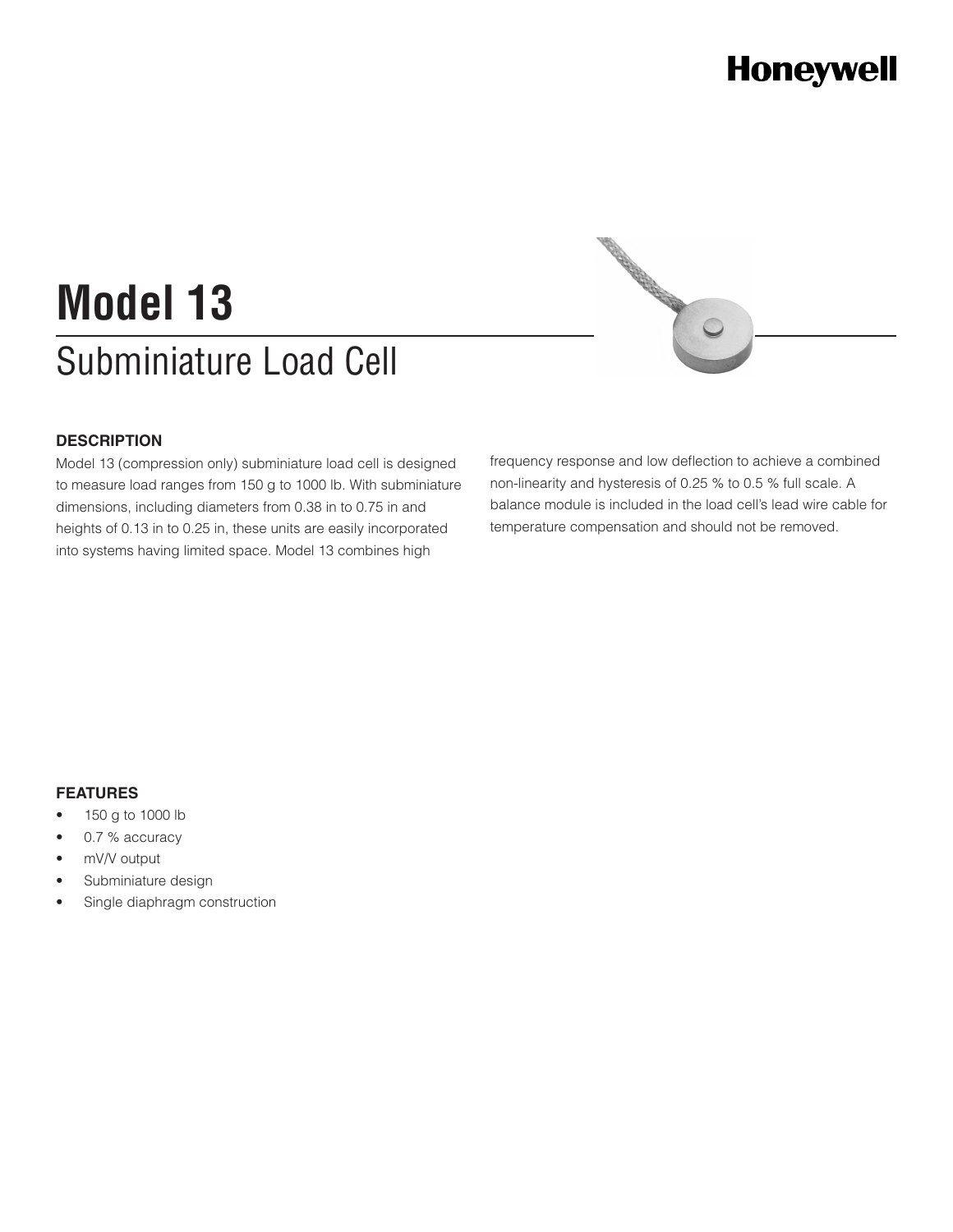Honeywell

# Model 13

## Subminiature Load Cell

### DESCRIPTION

Model 13 (compression only) subminiature load cell is designed to measure load ranges from 150 g to 1000 lb. With subminiature dimensions, including diameters from 0.38 in to 0.75 in and heights of 0.13 in to 0.25 in, these units are easily incorporated into systems having limited space. Model 13 combines high frequency response and low deflection to achieve a combined non-linearity and hysteresis of 0.25 % to 0.5 % full scale. A balance module is included in the load cell's lead wire cable for temperature compensation and should not be removed.

### FEATURES

- 150 g to 1000 lb
- 0.7 % accuracy
- mV/V output
- Subminiature design
- Single diaphragm construction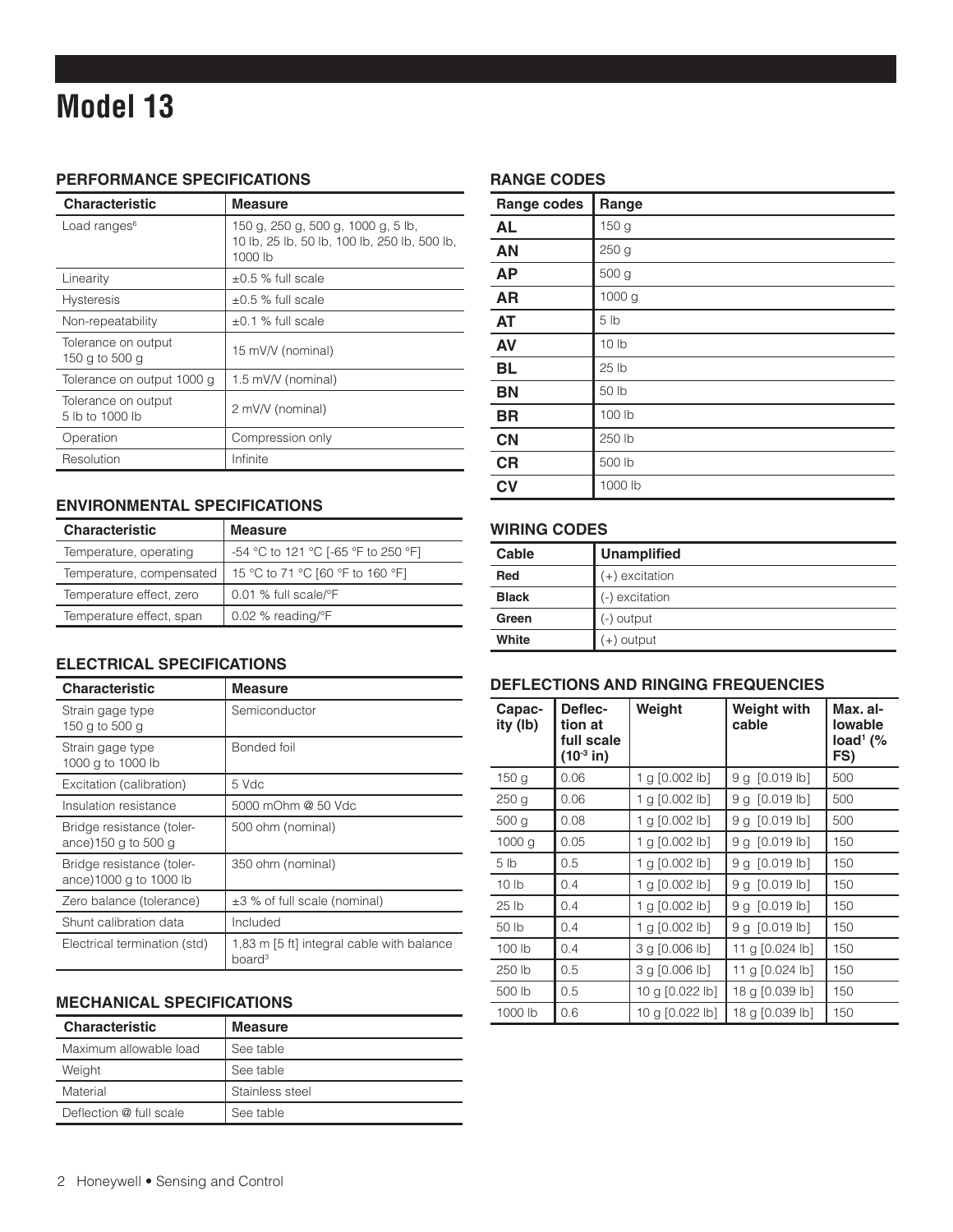# Model 13

## PERFORMANCE SPECIFICATIONS

| Characteristic | Measure |
|---|---|
| Load ranges[6] | 150 g, 250 g, 500 g, 1000 g, 5 lb, 10 lb, 25 lb, 50 lb, 100 lb, 250 lb, 500 lb, 1000 lb |
| Linearity | ±0.5 % full scale |
| Hysteresis | ±0.5 % full scale |
| Non-repeatability | ±0.1 % full scale |
| Tolerance on output 150 g to 500 g | 15 mV/V (nominal) |
| Tolerance on output 1000 g | 1.5 mV/V (nominal) |
| Tolerance on output 5 lb to 1000 lb | 2 mV/V (nominal) |
| Operation | Compression only |
| Resolution | Infinite |

## ENVIRONMENTAL SPECIFICATIONS

| Characteristic | Measure |
|---|---|
| Temperature, operating | -54 °C to 121 °C [-65 °F to 250 °F] |
| Temperature, compensated | 15 °C to 71 °C [60 °F to 160 °F] |
| Temperature effect, zero | 0.01 % full scale/°F |
| Temperature effect, span | 0.02 % reading/°F |

## ELECTRICAL SPECIFICATIONS

| Characteristic | Measure |
|---|---|
| Strain gage type 150 g to 500 g | Semiconductor |
| Strain gage type 1000 g to 1000 lb | Bonded foil |
| Excitation (calibration) | 5 Vdc |
| Insulation resistance | 5000 mOhm @ 50 Vdc |
| Bridge resistance (tolerance)150 g to 500 g | 500 ohm (nominal) |
| Bridge resistance (tolerance)1000 g to 1000 lb | 350 ohm (nominal) |
| Zero balance (tolerance) | ±3 % of full scale (nominal) |
| Shunt calibration data | Included |
| Electrical termination (std) | 1,83 m [5 ft] integral cable with balance board[3] |

## MECHANICAL SPECIFICATIONS

| Characteristic | Measure |
|---|---|
| Maximum allowable load | See table |
| Weight | See table |
| Material | Stainless steel |
| Deflection @ full scale | See table |

## RANGE CODES

| Range codes | Range |
|---|---|
| **AL** | 150 g |
| **AN** | 250 g |
| **AP** | 500 g |
| **AR** | 1000 g |
| **AT** | 5 lb |
| **AV** | 10 lb |
| **BL** | 25 lb |
| **BN** | 50 lb |
| **BR** | 100 lb |
| **CN** | 250 lb |
| **CR** | 500 lb |
| **CV** | 1000 lb |

## WIRING CODES

| Cable | Unamplified |
|---|---|
| **Red** | (+) excitation |
| **Black** | (-) excitation |
| **Green** | (-) output |
| **White** | (+) output |

## DEFLECTIONS AND RINGING FREQUENCIES

| Capacity (lb) | Deflection at full scale ($10^{-3}$ in) | Weight | Weight with cable | Max. allowable load[1] (% FS) |
|---|---|---|---|---|
| 150 g | 0.06 | 1 g [0.002 lb] | 9 g [0.019 lb] | 500 |
| 250 g | 0.06 | 1 g [0.002 lb] | 9 g [0.019 lb] | 500 |
| 500 g | 0.08 | 1 g [0.002 lb] | 9 g [0.019 lb] | 500 |
| 1000 g | 0.05 | 1 g [0.002 lb] | 9 g [0.019 lb] | 150 |
| 5 lb | 0.5 | 1 g [0.002 lb] | 9 g [0.019 lb] | 150 |
| 10 lb | 0.4 | 1 g [0.002 lb] | 9 g [0.019 lb] | 150 |
| 25 lb | 0.4 | 1 g [0.002 lb] | 9 g [0.019 lb] | 150 |
| 50 lb | 0.4 | 1 g [0.002 lb] | 9 g [0.019 lb] | 150 |
| 100 lb | 0.4 | 3 g [0.006 lb] | 11 g [0.024 lb] | 150 |
| 250 lb | 0.5 | 3 g [0.006 lb] | 11 g [0.024 lb] | 150 |
| 500 lb | 0.5 | 10 g [0.022 lb] | 18 g [0.039 lb] | 150 |
| 1000 lb | 0.6 | 10 g [0.022 lb] | 18 g [0.039 lb] | 150 |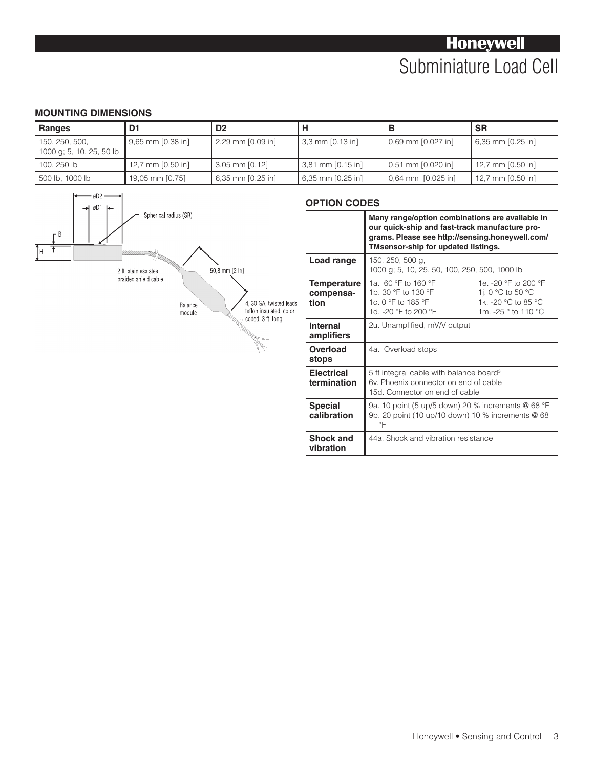## MOUNTING DIMENSIONS

| Ranges | D1 | D2 | H | B | SR |
|---|---|---|---|---|---|
| 150, 250, 500, 1000 g; 5, 10, 25, 50 lb | 9,65 mm [0.38 in] | 2,29 mm [0.09 in] | 3,3 mm [0.13 in] | 0,69 mm [0.027 in] | 6,35 mm [0.25 in] |
| 100, 250 lb | 12,7 mm [0.50 in] | 3,05 mm [0.12] | 3,81 mm [0.15 in] | 0,51 mm [0.020 in] | 12,7 mm [0.50 in] |
| 500 lb, 1000 lb | 19,05 mm [0.75] | 6,35 mm [0.25 in] | 6,35 mm [0.25 in] | 0,64 mm [0.025 in] | 12,7 mm [0.50 in] |

øD2
øD1
Spherical radius (SR)
B
H
2 ft. stainless steel braided shield cable
50,8 mm [2 in]
Balance module
4, 30 GA, twisted leads teflon insulated, color coded, 3 ft. long

## OPTION CODES

| | **Many range/option combinations are available in our quick-ship and fast-track manufacture programs. Please see http://sensing.honeywell.com/TMsensor-ship for updated listings.** | |
|---|---|---|
| **Load range** | 150, 250, 500 g, 1000 g; 5, 10, 25, 50, 100, 250, 500, 1000 lb | |
| **Temperature compensation** | 1a. 60 °F to 160 °F<br>1b. 30 °F to 130 °F<br>1c. 0 °F to 185 °F<br>1d. -20 °F to 200 °F | 1e. -20 °F to 200 °F<br>1j. 0 °C to 50 °C<br>1k. -20 °C to 85 °C<br>1m. -25 ° to 110 °C |
| **Internal amplifiers** | 2u. Unamplified, mV/V output | |
| **Overload stops** | 4a. Overload stops | |
| **Electrical termination** | 5 ft integral cable with balance board[3]<br>6v. Phoenix connector on end of cable<br>15d. Connector on end of cable | |
| **Special calibration** | 9a. 10 point (5 up/5 down) 20 % increments @ 68 °F<br>9b. 20 point (10 up/10 down) 10 % increments @ 68 °F | |
| **Shock and vibration** | 44a. Shock and vibration resistance | |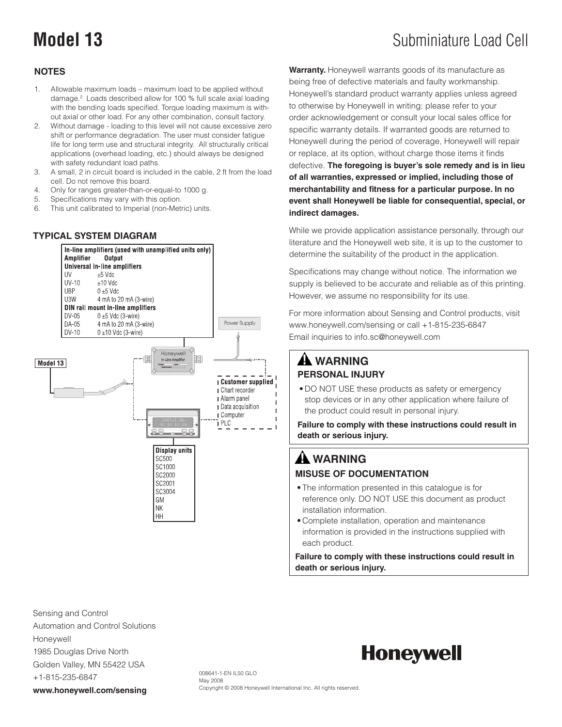# Model 13 — Subminiature Load Cell

## NOTES

1. Allowable maximum loads – maximum load to be applied without damage.[2] Loads described allow for 100 % full scale axial loading with the bending loads specified. Torque loading maximum is without axial or other load. For any other combination, consult factory.
2. Without damage - loading to this level will not cause excessive zero shift or performance degradation. The user must consider fatigue life for long term use and structural integrity. All structurally critical applications (overhead loading, etc.) should always be designed with safety redundant load paths.
3. A small, 2 in circuit board is included in the cable, 2 ft from the load cell. Do not remove this board.
4. Only for ranges greater-than-or-equal-to 1000 g.
5. Specifications may vary with this option.
6. This unit calibrated to Imperial (non-Metric) units.

## TYPICAL SYSTEM DIAGRAM

In-line amplifiers (used with unamplified units only)

| Amplifier | Output |
|---|---|
| **Universal in-line amplifiers** | |
| UV | ±5 Vdc |
| UV-10 | ±10 Vdc |
| UBP | 0 ±5 Vdc |
| U3W | 4 mA to 20 mA (3-wire) |
| **DIN rail mount in-line amplifiers** | |
| DV-05 | 0 ±5 Vdc (3-wire) |
| DA-05 | 4 mA to 20 mA (3-wire) |
| DV-10 | 0 ±10 Vdc (3-wire) |

Model 13

Power Supply

Honeywell In-Line Amplifier

Customer supplied
Chart recorder
Alarm panel
Data acquisition
Computer
PLC

2003.1 lb.

Display units
SC500
SC1000
SC2000
SC2001
SC3004
GM
NK
HH

**Warranty.** Honeywell warrants goods of its manufacture as being free of defective materials and faulty workmanship. Honeywell's standard product warranty applies unless agreed to otherwise by Honeywell in writing; please refer to your order acknowledgement or consult your local sales office for specific warranty details. If warranted goods are returned to Honeywell during the period of coverage, Honeywell will repair or replace, at its option, without charge those items it finds defective. **The foregoing is buyer's sole remedy and is in lieu of all warranties, expressed or implied, including those of merchantability and fitness for a particular purpose. In no event shall Honeywell be liable for consequential, special, or indirect damages.**

While we provide application assistance personally, through our literature and the Honeywell web site, it is up to the customer to determine the suitability of the product in the application.

Specifications may change without notice. The information we supply is believed to be accurate and reliable as of this printing. However, we assume no responsibility for its use.

For more information about Sensing and Control products, visit www.honeywell.com/sensing or call +1-815-235-6847
Email inquiries to info.sc@honeywell.com

### ⚠ WARNING
**PERSONAL INJURY**

- DO NOT USE these products as safety or emergency stop devices or in any other application where failure of the product could result in personal injury.

**Failure to comply with these instructions could result in death or serious injury.**

### ⚠ WARNING
**MISUSE OF DOCUMENTATION**

- The information presented in this catalogue is for reference only. DO NOT USE this document as product installation information.
- Complete installation, operation and maintenance information is provided in the instructions supplied with each product.

**Failure to comply with these instructions could result in death or serious injury.**

Sensing and Control
Automation and Control Solutions
Honeywell
1985 Douglas Drive North
Golden Valley, MN 55422 USA
+1-815-235-6847
**www.honeywell.com/sensing**

008641-1-EN IL50 GLO
May 2008
Copyright © 2008 Honeywell International Inc. All rights reserved.

**Honeywell**